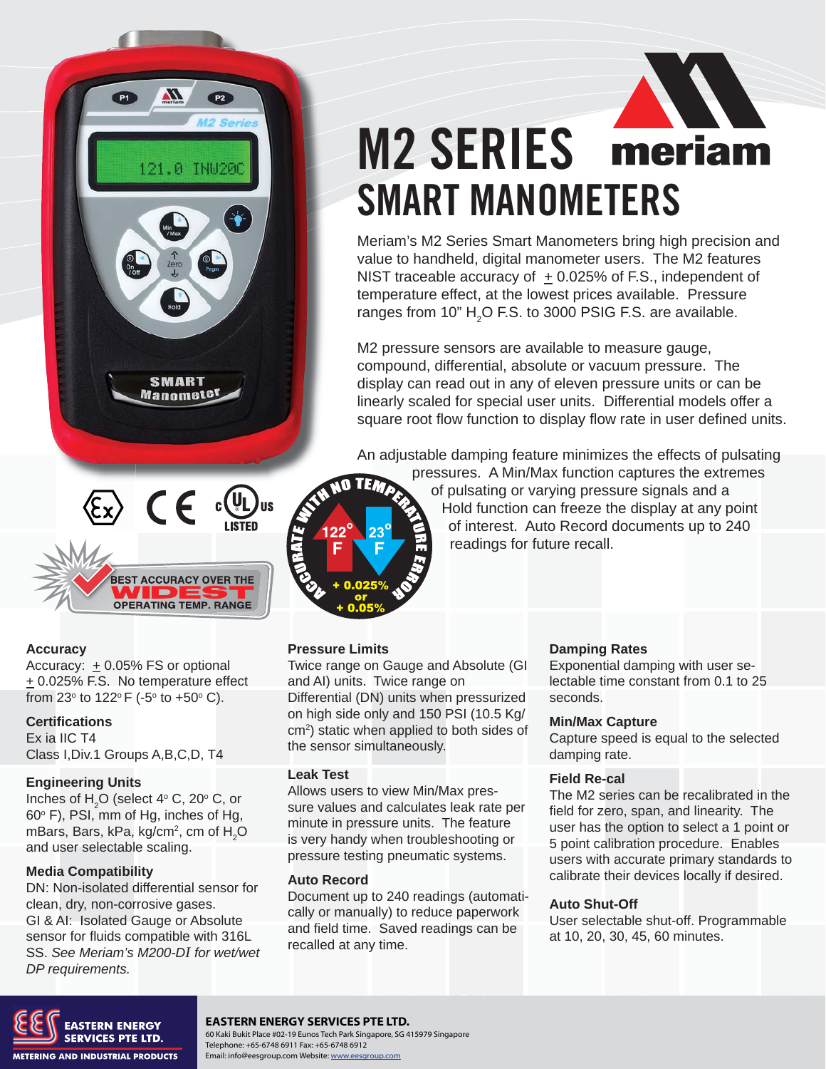# M2 SERIES meriam
## SMART MANOMETERS

Meriam's M2 Series Smart Manometers bring high precision and value to handheld, digital manometer users. The M2 features NIST traceable accuracy of ± 0.025% of F.S., independent of temperature effect, at the lowest prices available. Pressure ranges from 10" $H_2O$ F.S. to 3000 PSIG F.S. are available.

M2 pressure sensors are available to measure gauge, compound, differential, absolute or vacuum pressure. The display can read out in any of eleven pressure units or can be linearly scaled for special user units. Differential models offer a square root flow function to display flow rate in user defined units.

An adjustable damping feature minimizes the effects of pulsating pressures. A Min/Max function captures the extremes of pulsating or varying pressure signals and a Hold function can freeze the display at any point of interest. Auto Record documents up to 240 readings for future recall.

BEST ACCURACY OVER THE WIDEST OPERATING TEMP. RANGE

ACCURATE WITH NO TEMPERATURE ERROR 122° F 23° F + 0.025% or + 0.05%

### Accuracy
Accuracy: ± 0.05% FS or optional ± 0.025% F.S. No temperature effect from 23° to 122° F (-5° to +50° C).

### Certifications
Ex ia IIC T4
Class I,Div.1 Groups A,B,C,D, T4

### Engineering Units
Inches of $H_2O$ (select 4° C, 20° C, or 60° F), PSI, mm of Hg, inches of Hg, mBars, Bars, kPa, kg/cm², cm of $H_2O$ and user selectable scaling.

### Media Compatibility
DN: Non-isolated differential sensor for clean, dry, non-corrosive gases.
GI & AI: Isolated Gauge or Absolute sensor for fluids compatible with 316L SS. *See Meriam's M200-DI for wet/wet DP requirements.*

### Pressure Limits
Twice range on Gauge and Absolute (GI and AI) units. Twice range on Differential (DN) units when pressurized on high side only and 150 PSI (10.5 Kg/cm²) static when applied to both sides of the sensor simultaneously.

### Leak Test
Allows users to view Min/Max pressure values and calculates leak rate per minute in pressure units. The feature is very handy when troubleshooting or pressure testing pneumatic systems.

### Auto Record
Document up to 240 readings (automatically or manually) to reduce paperwork and field time. Saved readings can be recalled at any time.

### Damping Rates
Exponential damping with user selectable time constant from 0.1 to 25 seconds.

### Min/Max Capture
Capture speed is equal to the selected damping rate.

### Field Re-cal
The M2 series can be recalibrated in the field for zero, span, and linearity. The user has the option to select a 1 point or 5 point calibration procedure. Enables users with accurate primary standards to calibrate their devices locally if desired.

### Auto Shut-Off
User selectable shut-off. Programmable at 10, 20, 30, 45, 60 minutes.

**EASTERN ENERGY SERVICES PTE LTD.**
60 Kaki Bukit Place #02-19 Eunos Tech Park Singapore, SG 415979 Singapore
Telephone: +65-6748 6911 Fax: +65-6748 6912
Email: info@eesgroup.com Website: www.eesgroup.com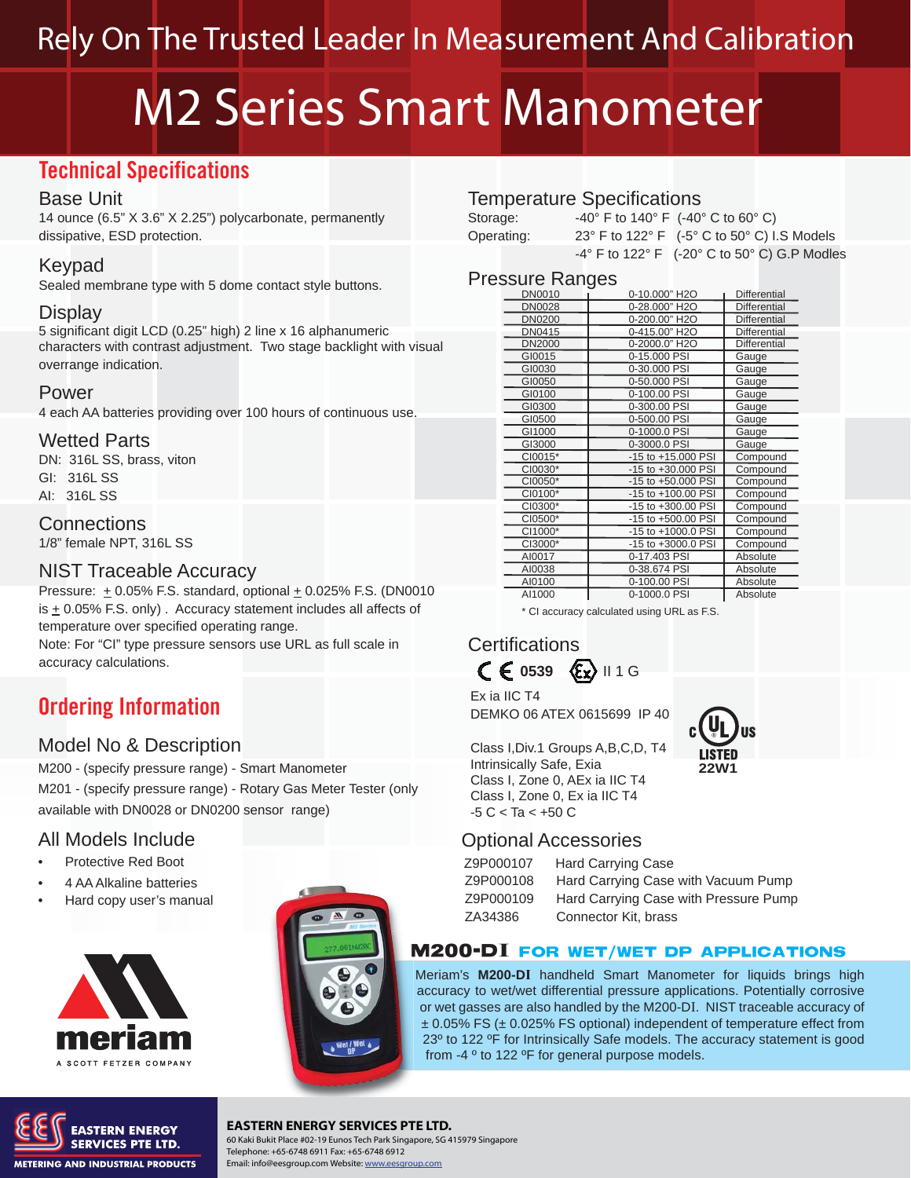# Rely On The Trusted Leader In Measurement And Calibration

# M2 Series Smart Manometer

## Technical Specifications

### Base Unit
14 ounce (6.5" X 3.6" X 2.25") polycarbonate, permanently dissipative, ESD protection.

### Keypad
Sealed membrane type with 5 dome contact style buttons.

### Display
5 significant digit LCD (0.25" high) 2 line x 16 alphanumeric characters with contrast adjustment. Two stage backlight with visual overrange indication.

### Power
4 each AA batteries providing over 100 hours of continuous use.

### Wetted Parts
DN: 316L SS, brass, viton
GI: 316L SS
AI: 316L SS

### Connections
1/8" female NPT, 316L SS

### NIST Traceable Accuracy
Pressure: ± 0.05% F.S. standard, optional ± 0.025% F.S. (DN0010 is ± 0.05% F.S. only). Accuracy statement includes all affects of temperature over specified operating range.
Note: For "CI" type pressure sensors use URL as full scale in accuracy calculations.

### Temperature Specifications
Storage: -40° F to 140° F (-40° C to 60° C)
Operating: 23° F to 122° F (-5° C to 50° C) I.S Models
-4° F to 122° F (-20° C to 50° C) G.P Modles

### Pressure Ranges

| | | |
|---|---|---|
| DN0010 | 0-10.000" H2O | Differential |
| DN0028 | 0-28.000" H2O | Differential |
| DN0200 | 0-200.00" H2O | Differential |
| DN0415 | 0-415.00" H2O | Differential |
| DN2000 | 0-2000.0" H2O | Differential |
| GI0015 | 0-15.000 PSI | Gauge |
| GI0030 | 0-30.000 PSI | Gauge |
| GI0050 | 0-50.000 PSI | Gauge |
| GI0100 | 0-100.00 PSI | Gauge |
| GI0300 | 0-300.00 PSI | Gauge |
| GI0500 | 0-500.00 PSI | Gauge |
| GI1000 | 0-1000.0 PSI | Gauge |
| GI3000 | 0-3000.0 PSI | Gauge |
| CI0015* | -15 to +15.000 PSI | Compound |
| CI0030* | -15 to +30.000 PSI | Compound |
| CI0050* | -15 to +50.000 PSI | Compound |
| CI0100* | -15 to +100.00 PSI | Compound |
| CI0300* | -15 to +300.00 PSI | Compound |
| CI0500* | -15 to +500.00 PSI | Compound |
| CI1000* | -15 to +1000.0 PSI | Compound |
| CI3000* | -15 to +3000.0 PSI | Compound |
| AI0017 | 0-17.403 PSI | Absolute |
| AI0038 | 0-38.674 PSI | Absolute |
| AI0100 | 0-100.00 PSI | Absolute |
| AI1000 | 0-1000.0 PSI | Absolute |

* CI accuracy calculated using URL as F.S.

### Certifications
CE 0539 Ex II 1 G

Ex ia IIC T4
DEMKO 06 ATEX 0615699 IP 40

Class I,Div.1 Groups A,B,C,D, T4
Intrinsically Safe, Exia
Class I, Zone 0, AEx ia IIC T4
Class I, Zone 0, Ex ia IIC T4
-5 C < Ta < +50 C

c UL us LISTED 22W1

## Ordering Information

### Model No & Description
M200 - (specify pressure range) - Smart Manometer
M201 - (specify pressure range) - Rotary Gas Meter Tester (only available with DN0028 or DN0200 sensor range)

### All Models Include
- Protective Red Boot
- 4 AA Alkaline batteries
- Hard copy user's manual

### Optional Accessories

| | |
|---|---|
| Z9P000107 | Hard Carrying Case |
| Z9P000108 | Hard Carrying Case with Vacuum Pump |
| Z9P000109 | Hard Carrying Case with Pressure Pump |
| ZA34386 | Connector Kit, brass |

### M200-DI FOR WET/WET DP APPLICATIONS

Meriam's **M200-DI** handheld Smart Manometer for liquids brings high accuracy to wet/wet differential pressure applications. Potentially corrosive or wet gasses are also handled by the M200-DI. NIST traceable accuracy of ± 0.05% FS (± 0.025% FS optional) independent of temperature effect from 23º to 122 ºF for Intrinsically Safe models. The accuracy statement is good from -4 º to 122 ºF for general purpose models.

meriam
A SCOTT FETZER COMPANY

EASTERN ENERGY SERVICES PTE LTD.
METERING AND INDUSTRIAL PRODUCTS

**EASTERN ENERGY SERVICES PTE LTD.**
60 Kaki Bukit Place #02-19 Eunos Tech Park Singapore, SG 415979 Singapore
Telephone: +65-6748 6911 Fax: +65-6748 6912
Email: info@eesgroup.com Website: www.eesgroup.com